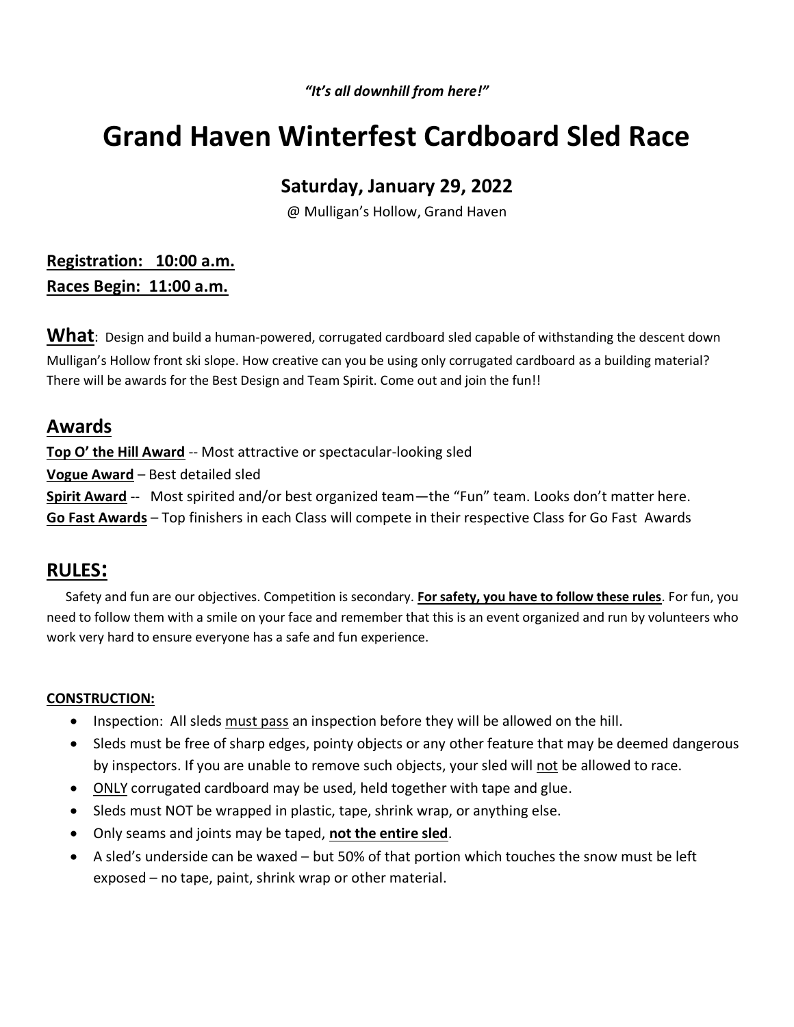***"It's all downhill from here!"***

# Grand Haven Winterfest Cardboard Sled Race

## Saturday, January 29, 2022

@ Mulligan's Hollow, Grand Haven

**Registration: 10:00 a.m.**

**Races Begin: 11:00 a.m.**

**What**: Design and build a human-powered, corrugated cardboard sled capable of withstanding the descent down Mulligan's Hollow front ski slope. How creative can you be using only corrugated cardboard as a building material? There will be awards for the Best Design and Team Spirit. Come out and join the fun!!

## Awards

**Top O' the Hill Award** -- Most attractive or spectacular-looking sled

**Vogue Award** – Best detailed sled

**Spirit Award** -- Most spirited and/or best organized team—the "Fun" team. Looks don't matter here.

**Go Fast Awards** – Top finishers in each Class will compete in their respective Class for Go Fast Awards

## RULES:

Safety and fun are our objectives. Competition is secondary. **For safety, you have to follow these rules**. For fun, you need to follow them with a smile on your face and remember that this is an event organized and run by volunteers who work very hard to ensure everyone has a safe and fun experience.

**CONSTRUCTION:**

- Inspection: All sleds must pass an inspection before they will be allowed on the hill.
- Sleds must be free of sharp edges, pointy objects or any other feature that may be deemed dangerous by inspectors. If you are unable to remove such objects, your sled will not be allowed to race.
- ONLY corrugated cardboard may be used, held together with tape and glue.
- Sleds must NOT be wrapped in plastic, tape, shrink wrap, or anything else.
- Only seams and joints may be taped, **not the entire sled**.
- A sled's underside can be waxed – but 50% of that portion which touches the snow must be left exposed – no tape, paint, shrink wrap or other material.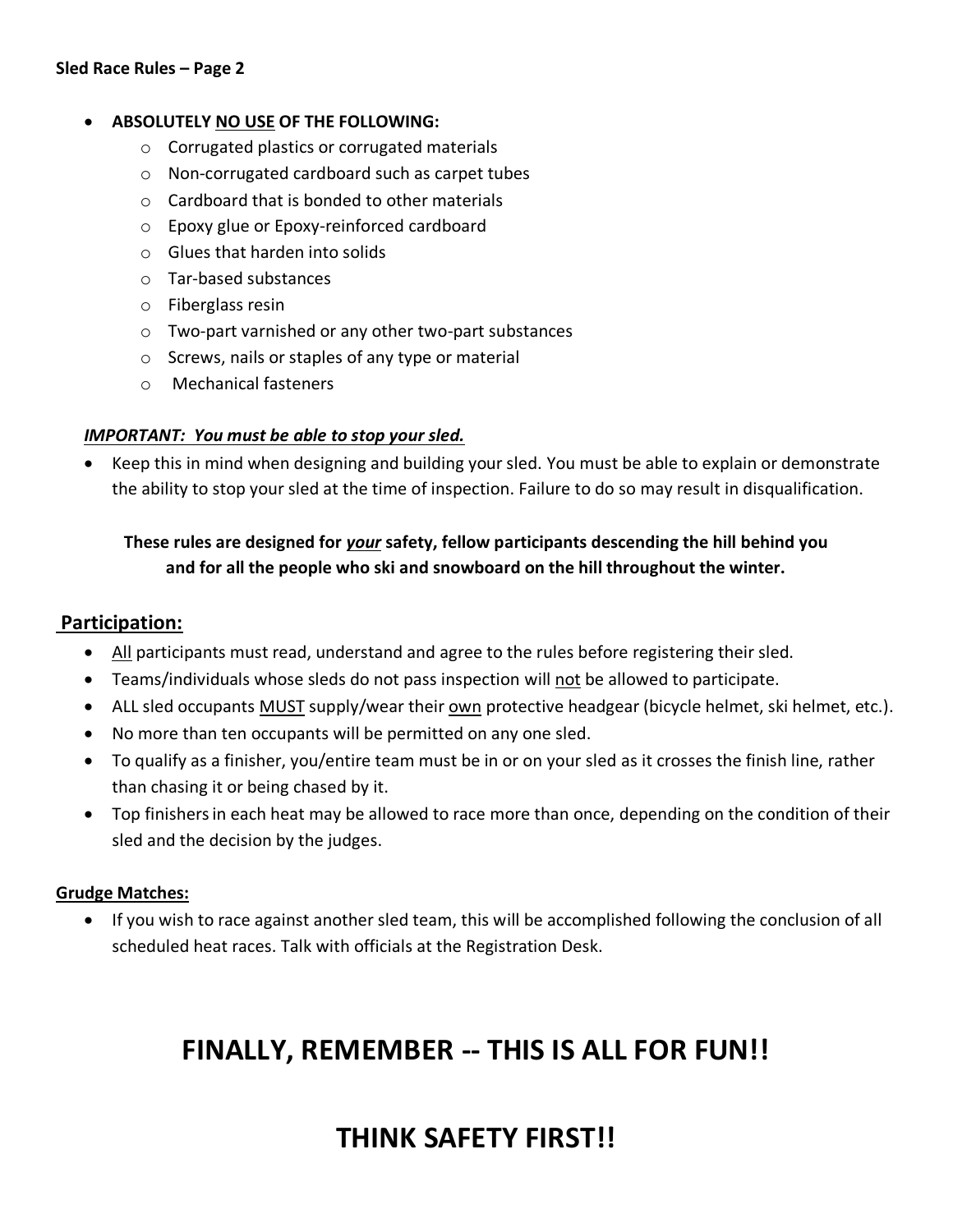- **ABSOLUTELY NO USE OF THE FOLLOWING:**
  - Corrugated plastics or corrugated materials
  - Non-corrugated cardboard such as carpet tubes
  - Cardboard that is bonded to other materials
  - Epoxy glue or Epoxy-reinforced cardboard
  - Glues that harden into solids
  - Tar-based substances
  - Fiberglass resin
  - Two-part varnished or any other two-part substances
  - Screws, nails or staples of any type or material
  - Mechanical fasteners

***IMPORTANT: You must be able to stop your sled.***

- Keep this in mind when designing and building your sled. You must be able to explain or demonstrate the ability to stop your sled at the time of inspection. Failure to do so may result in disqualification.

**These rules are designed for *your* safety, fellow participants descending the hill behind you and for all the people who ski and snowboard on the hill throughout the winter.**

## Participation:

- All participants must read, understand and agree to the rules before registering their sled.
- Teams/individuals whose sleds do not pass inspection will not be allowed to participate.
- ALL sled occupants MUST supply/wear their own protective headgear (bicycle helmet, ski helmet, etc.).
- No more than ten occupants will be permitted on any one sled.
- To qualify as a finisher, you/entire team must be in or on your sled as it crosses the finish line, rather than chasing it or being chased by it.
- Top finishers in each heat may be allowed to race more than once, depending on the condition of their sled and the decision by the judges.

### Grudge Matches:

- If you wish to race against another sled team, this will be accomplished following the conclusion of all scheduled heat races. Talk with officials at the Registration Desk.

# FINALLY, REMEMBER -- THIS IS ALL FOR FUN!!

# THINK SAFETY FIRST!!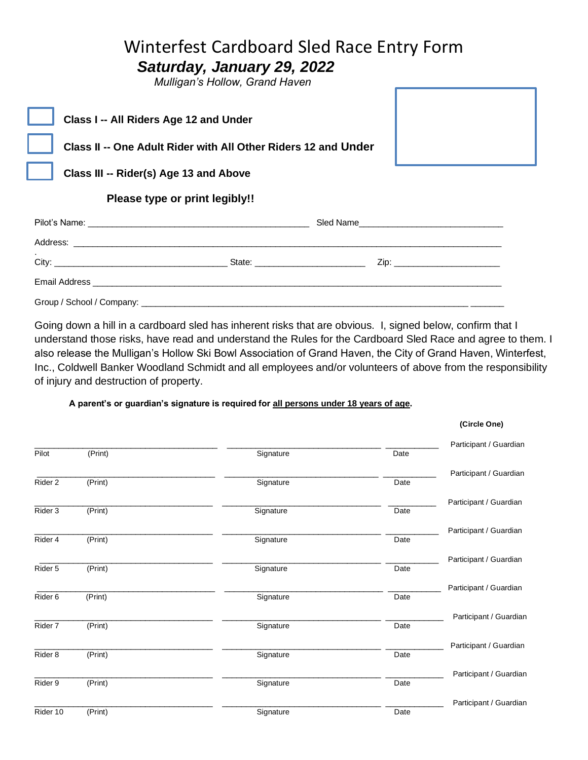# Winterfest Cardboard Sled Race Entry Form

***Saturday, January 29, 2022***

*Mulligan's Hollow, Grand Haven*

☐ **Class I -- All Riders Age 12 and Under**

☐ **Class II -- One Adult Rider with All Other Riders 12 and Under**

☐ **Class III -- Rider(s) Age 13 and Above**

**Please type or print legibly!!**

Pilot's Name: ____________________________________________ Sled Name____________________________

Address: ______________________________________________________________________________________

City: ___________________________________ State: ______________________ Zip: _____________________

Email Address _________________________________________________________________________________

Group / School / Company: ___________________________________________________________________ _______

Going down a hill in a cardboard sled has inherent risks that are obvious. I, signed below, confirm that I understand those risks, have read and understand the Rules for the Cardboard Sled Race and agree to them. I also release the Mulligan's Hollow Ski Bowl Association of Grand Haven, the City of Grand Haven, Winterfest, Inc., Coldwell Banker Woodland Schmidt and all employees and/or volunteers of above from the responsibility of injury and destruction of property.

**A parent's or guardian's signature is required for <u>all persons under 18 years of age</u>.**

| | (Print) | Signature | Date | (Circle One) |
|---|---|---|---|---|
| Pilot | | | | Participant / Guardian |
| Rider 2 | | | | Participant / Guardian |
| Rider 3 | | | | Participant / Guardian |
| Rider 4 | | | | Participant / Guardian |
| Rider 5 | | | | Participant / Guardian |
| Rider 6 | | | | Participant / Guardian |
| Rider 7 | | | | Participant / Guardian |
| Rider 8 | | | | Participant / Guardian |
| Rider 9 | | | | Participant / Guardian |
| Rider 10 | | | | Participant / Guardian |